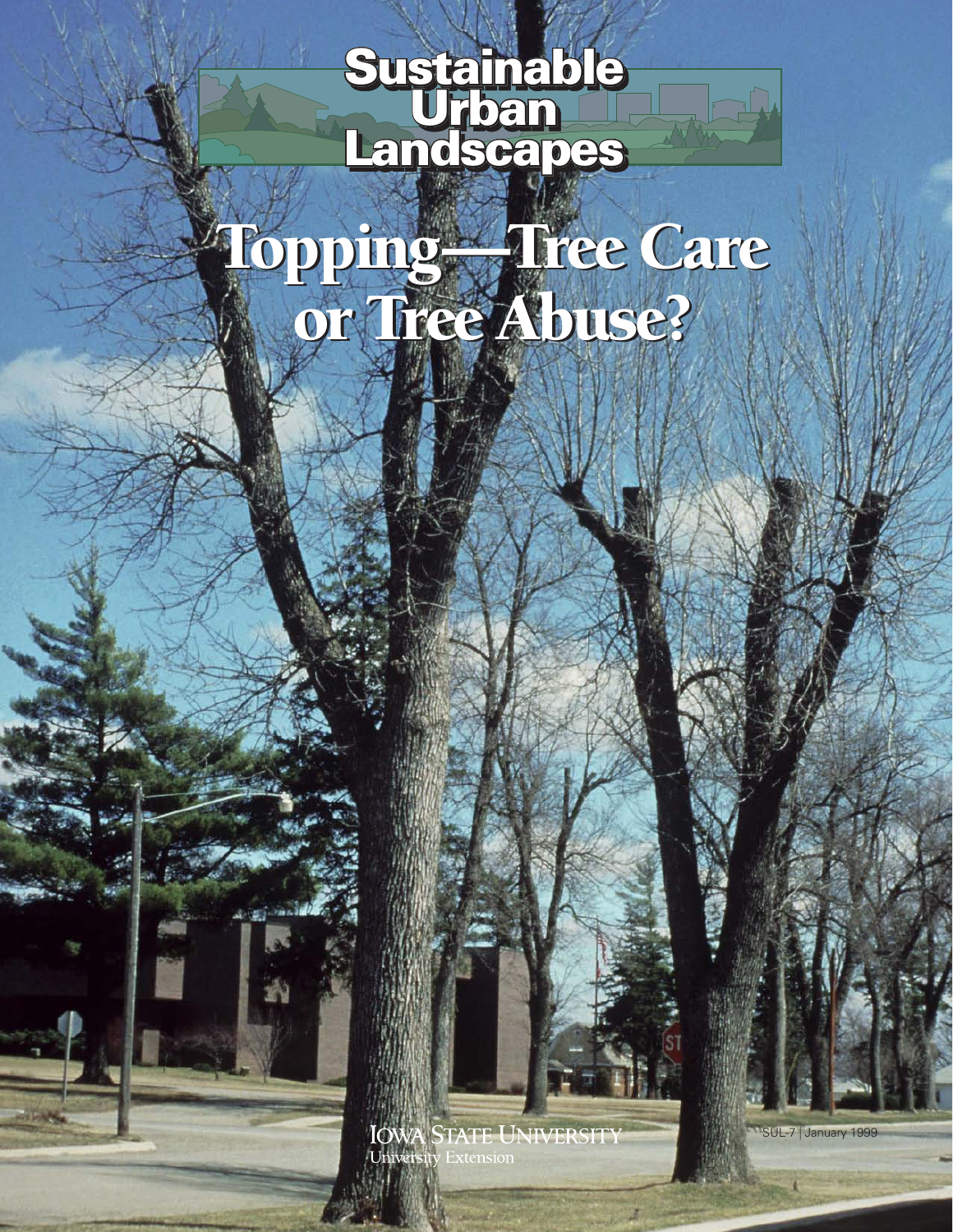# Sustainable Urban Landscapes

# Topping—Tree Care or Tree Abuse?

Iowa State University
University Extension

SUL-7 | January 1999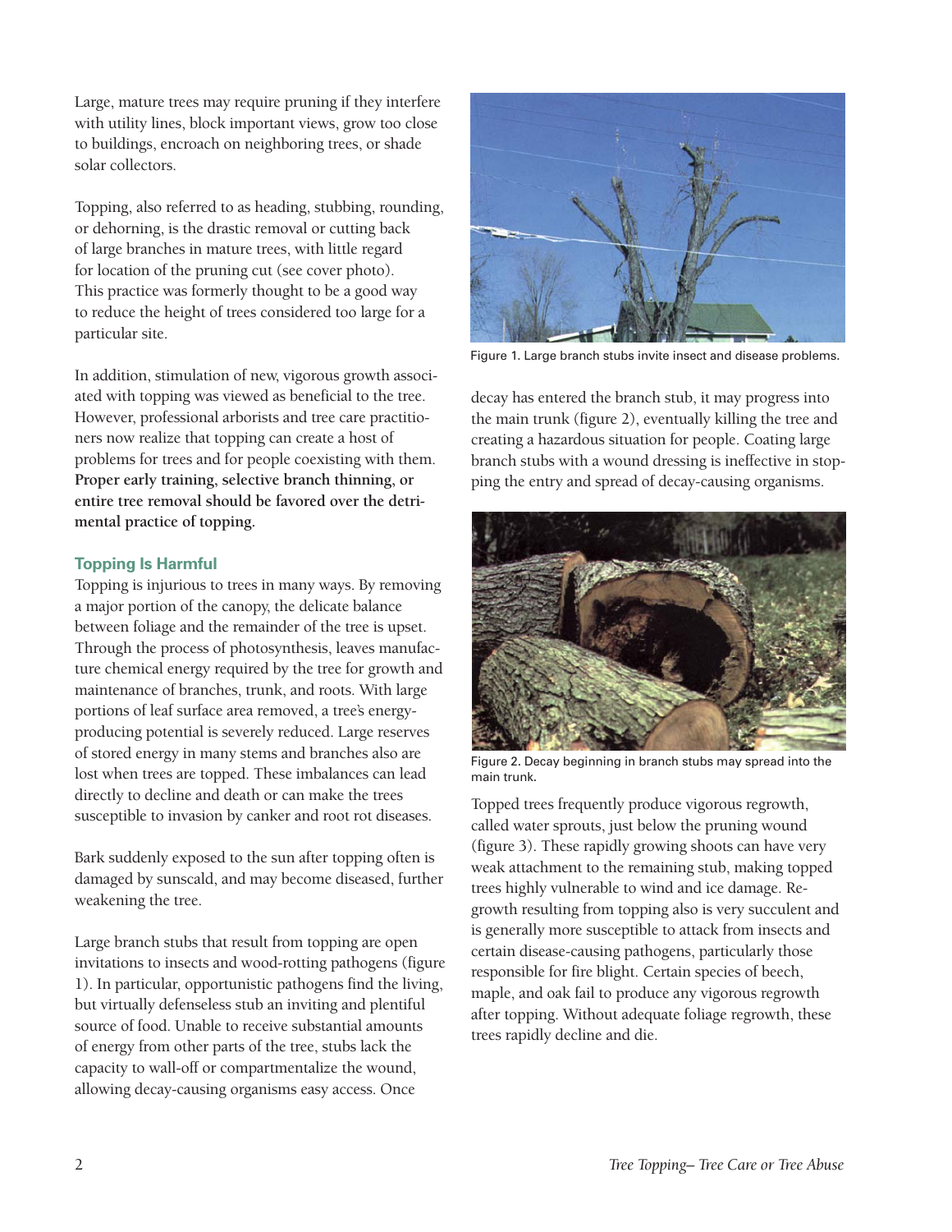Large, mature trees may require pruning if they interfere with utility lines, block important views, grow too close to buildings, encroach on neighboring trees, or shade solar collectors.

Topping, also referred to as heading, stubbing, rounding, or dehorning, is the drastic removal or cutting back of large branches in mature trees, with little regard for location of the pruning cut (see cover photo). This practice was formerly thought to be a good way to reduce the height of trees considered too large for a particular site.

In addition, stimulation of new, vigorous growth associated with topping was viewed as beneficial to the tree. However, professional arborists and tree care practitioners now realize that topping can create a host of problems for trees and for people coexisting with them. **Proper early training, selective branch thinning, or entire tree removal should be favored over the detrimental practice of topping.**

### Topping Is Harmful

Topping is injurious to trees in many ways. By removing a major portion of the canopy, the delicate balance between foliage and the remainder of the tree is upset. Through the process of photosynthesis, leaves manufacture chemical energy required by the tree for growth and maintenance of branches, trunk, and roots. With large portions of leaf surface area removed, a tree's energy-producing potential is severely reduced. Large reserves of stored energy in many stems and branches also are lost when trees are topped. These imbalances can lead directly to decline and death or can make the trees susceptible to invasion by canker and root rot diseases.

Bark suddenly exposed to the sun after topping often is damaged by sunscald, and may become diseased, further weakening the tree.

Large branch stubs that result from topping are open invitations to insects and wood-rotting pathogens (figure 1). In particular, opportunistic pathogens find the living, but virtually defenseless stub an inviting and plentiful source of food. Unable to receive substantial amounts of energy from other parts of the tree, stubs lack the capacity to wall-off or compartmentalize the wound, allowing decay-causing organisms easy access. Once decay has entered the branch stub, it may progress into the main trunk (figure 2), eventually killing the tree and creating a hazardous situation for people. Coating large branch stubs with a wound dressing is ineffective in stopping the entry and spread of decay-causing organisms.

Figure 1. Large branch stubs invite insect and disease problems.

Figure 2. Decay beginning in branch stubs may spread into the main trunk.

Topped trees frequently produce vigorous regrowth, called water sprouts, just below the pruning wound (figure 3). These rapidly growing shoots can have very weak attachment to the remaining stub, making topped trees highly vulnerable to wind and ice damage. Regrowth resulting from topping also is very succulent and is generally more susceptible to attack from insects and certain disease-causing pathogens, particularly those responsible for fire blight. Certain species of beech, maple, and oak fail to produce any vigorous regrowth after topping. Without adequate foliage regrowth, these trees rapidly decline and die.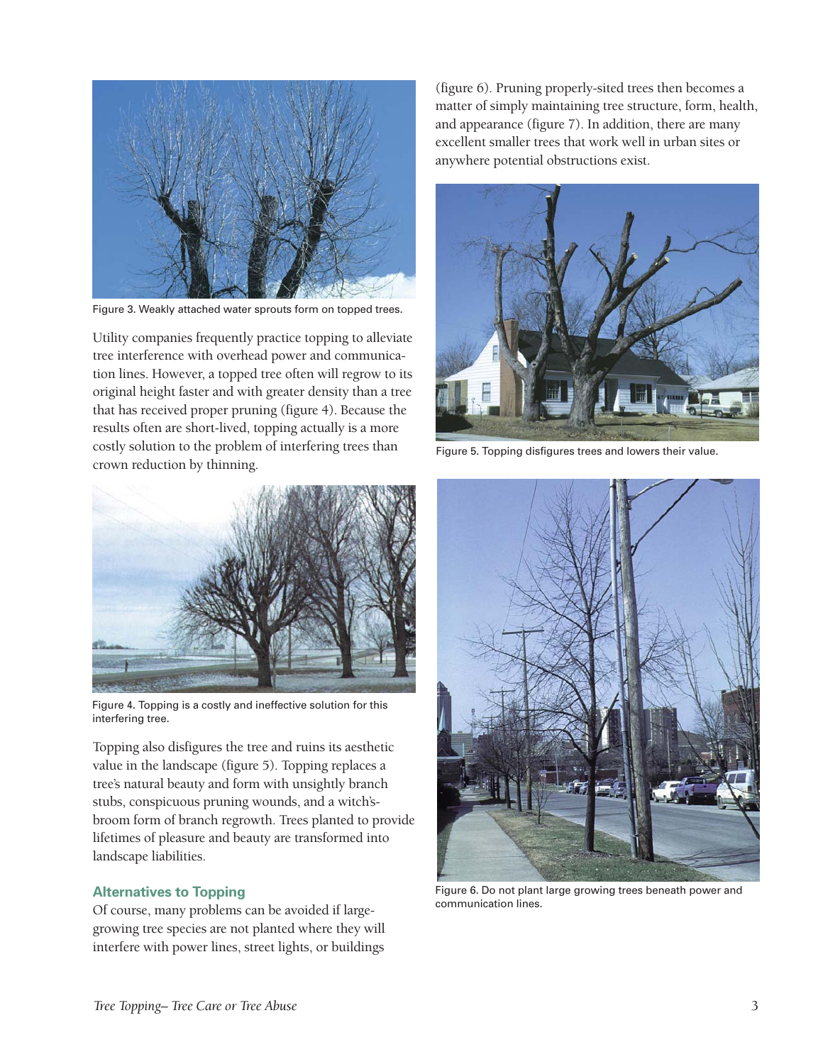Figure 3. Weakly attached water sprouts form on topped trees.

Utility companies frequently practice topping to alleviate tree interference with overhead power and communication lines. However, a topped tree often will regrow to its original height faster and with greater density than a tree that has received proper pruning (figure 4). Because the results often are short-lived, topping actually is a more costly solution to the problem of interfering trees than crown reduction by thinning.

Figure 4. Topping is a costly and ineffective solution for this interfering tree.

Topping also disfigures the tree and ruins its aesthetic value in the landscape (figure 5). Topping replaces a tree's natural beauty and form with unsightly branch stubs, conspicuous pruning wounds, and a witch's-broom form of branch regrowth. Trees planted to provide lifetimes of pleasure and beauty are transformed into landscape liabilities.

### Alternatives to Topping

Of course, many problems can be avoided if large-growing tree species are not planted where they will interfere with power lines, street lights, or buildings (figure 6). Pruning properly-sited trees then becomes a matter of simply maintaining tree structure, form, health, and appearance (figure 7). In addition, there are many excellent smaller trees that work well in urban sites or anywhere potential obstructions exist.

Figure 5. Topping disfigures trees and lowers their value.

Figure 6. Do not plant large growing trees beneath power and communication lines.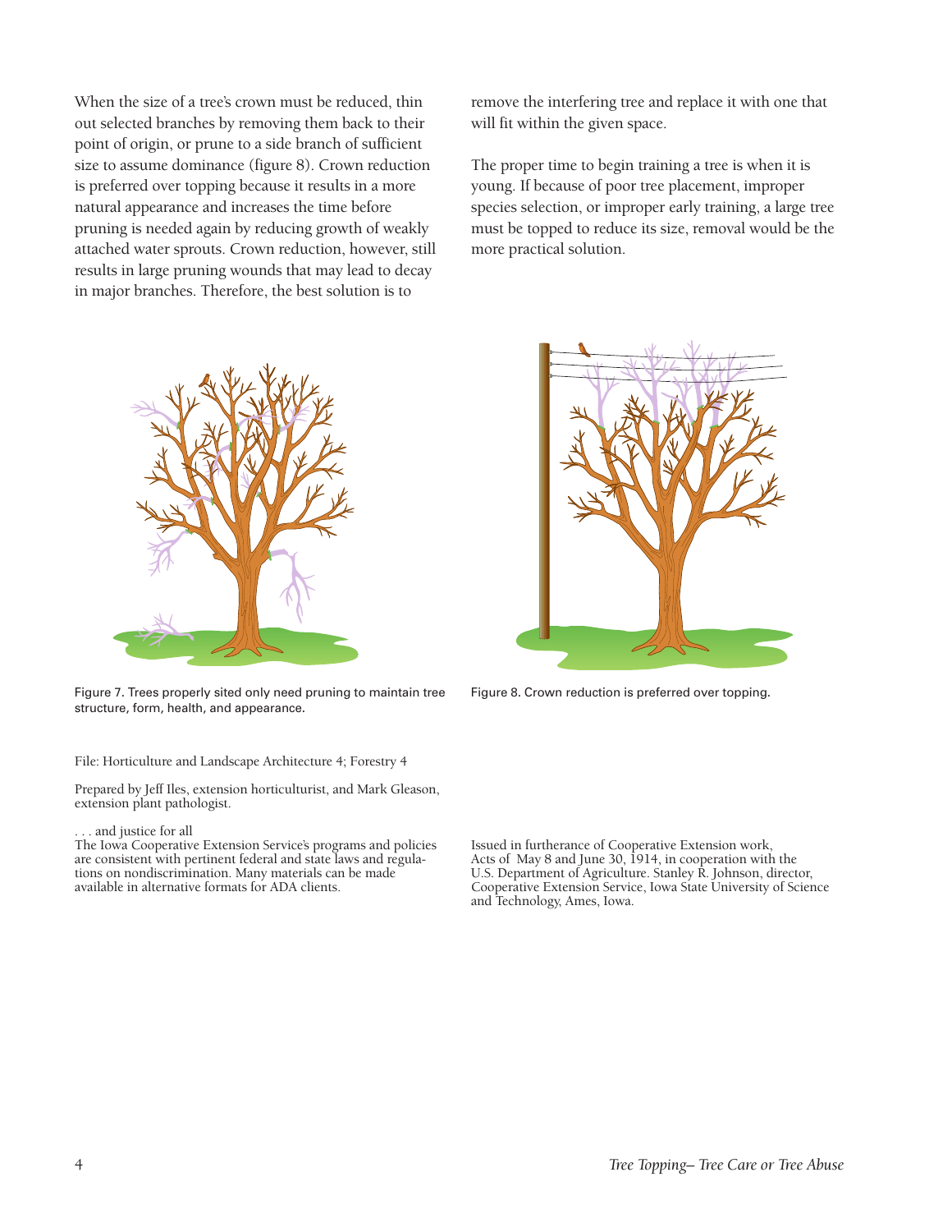When the size of a tree's crown must be reduced, thin out selected branches by removing them back to their point of origin, or prune to a side branch of sufficient size to assume dominance (figure 8). Crown reduction is preferred over topping because it results in a more natural appearance and increases the time before pruning is needed again by reducing growth of weakly attached water sprouts. Crown reduction, however, still results in large pruning wounds that may lead to decay in major branches. Therefore, the best solution is to remove the interfering tree and replace it with one that will fit within the given space.

The proper time to begin training a tree is when it is young. If because of poor tree placement, improper species selection, or improper early training, a large tree must be topped to reduce its size, removal would be the more practical solution.

Figure 7. Trees properly sited only need pruning to maintain tree structure, form, health, and appearance.

Figure 8. Crown reduction is preferred over topping.

File: Horticulture and Landscape Architecture 4; Forestry 4

Prepared by Jeff Iles, extension horticulturist, and Mark Gleason, extension plant pathologist.

. . . and justice for all
The Iowa Cooperative Extension Service's programs and policies are consistent with pertinent federal and state laws and regulations on nondiscrimination. Many materials can be made available in alternative formats for ADA clients.

Issued in furtherance of Cooperative Extension work, Acts of May 8 and June 30, 1914, in cooperation with the U.S. Department of Agriculture. Stanley R. Johnson, director, Cooperative Extension Service, Iowa State University of Science and Technology, Ames, Iowa.